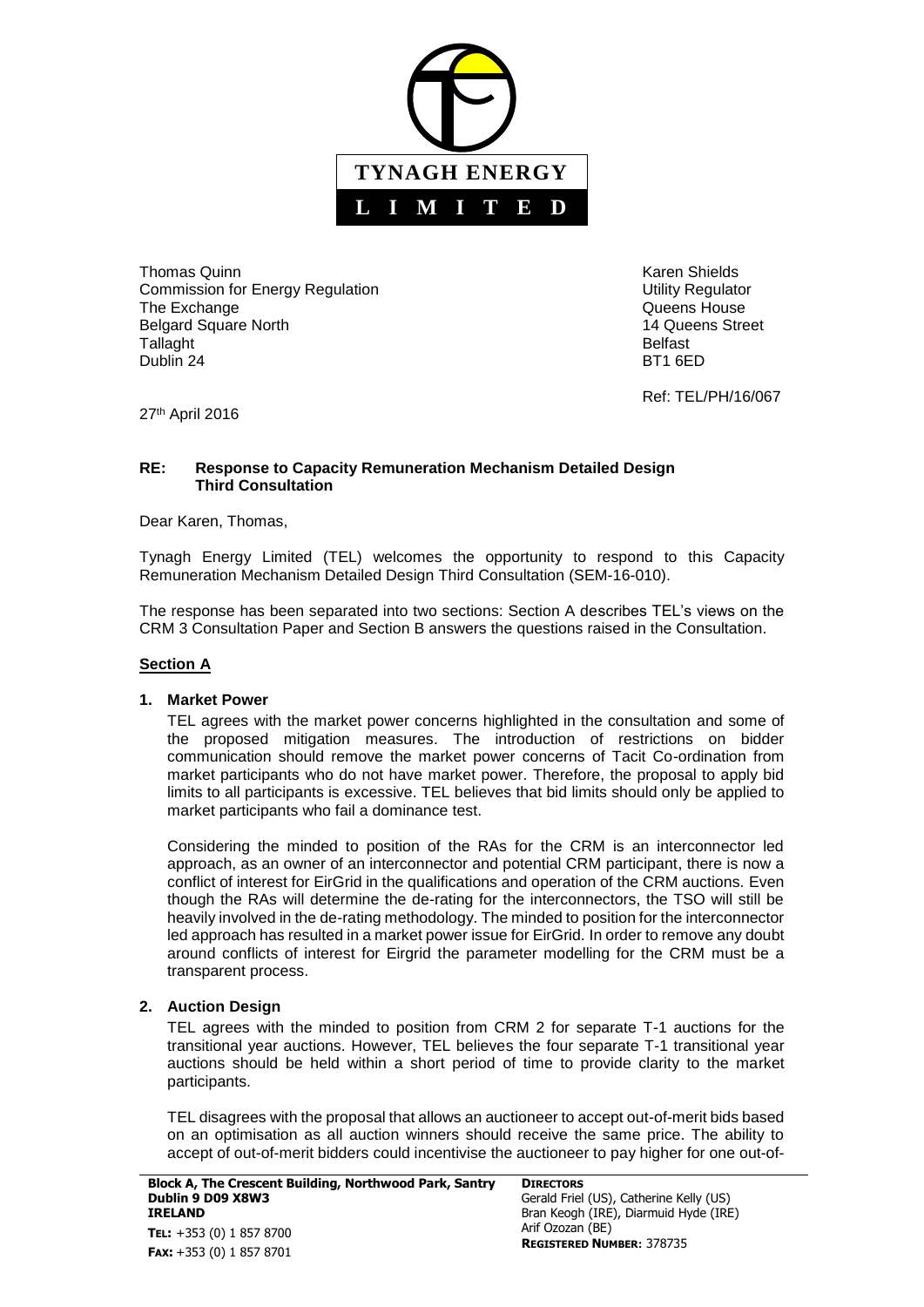**TYNAGH ENERGY**

**LIMITED**

Thomas Quinn
Commission for Energy Regulation
The Exchange
Belgard Square North
Tallaght
Dublin 24

Karen Shields
Utility Regulator
Queens House
14 Queens Street
Belfast
BT1 6ED

Ref: TEL/PH/16/067

27th April 2016

**RE: Response to Capacity Remuneration Mechanism Detailed Design Third Consultation**

Dear Karen, Thomas,

Tynagh Energy Limited (TEL) welcomes the opportunity to respond to this Capacity Remuneration Mechanism Detailed Design Third Consultation (SEM-16-010).

The response has been separated into two sections: Section A describes TEL's views on the CRM 3 Consultation Paper and Section B answers the questions raised in the Consultation.

## Section A

### 1. Market Power

TEL agrees with the market power concerns highlighted in the consultation and some of the proposed mitigation measures. The introduction of restrictions on bidder communication should remove the market power concerns of Tacit Co-ordination from market participants who do not have market power. Therefore, the proposal to apply bid limits to all participants is excessive. TEL believes that bid limits should only be applied to market participants who fail a dominance test.

Considering the minded to position of the RAs for the CRM is an interconnector led approach, as an owner of an interconnector and potential CRM participant, there is now a conflict of interest for EirGrid in the qualifications and operation of the CRM auctions. Even though the RAs will determine the de-rating for the interconnectors, the TSO will still be heavily involved in the de-rating methodology. The minded to position for the interconnector led approach has resulted in a market power issue for EirGrid. In order to remove any doubt around conflicts of interest for Eirgrid the parameter modelling for the CRM must be a transparent process.

### 2. Auction Design

TEL agrees with the minded to position from CRM 2 for separate T-1 auctions for the transitional year auctions. However, TEL believes the four separate T-1 transitional year auctions should be held within a short period of time to provide clarity to the market participants.

TEL disagrees with the proposal that allows an auctioneer to accept out-of-merit bids based on an optimisation as all auction winners should receive the same price. The ability to accept of out-of-merit bidders could incentivise the auctioneer to pay higher for one out-of-

**Block A, The Crescent Building, Northwood Park, Santry Dublin 9 D09 X8W3 IRELAND**
**TEL:** +353 (0) 1 857 8700
**FAX:** +353 (0) 1 857 8701

**DIRECTORS**
Gerald Friel (US), Catherine Kelly (US)
Bran Keogh (IRE), Diarmuid Hyde (IRE)
Arif Ozozan (BE)
**REGISTERED NUMBER**: 378735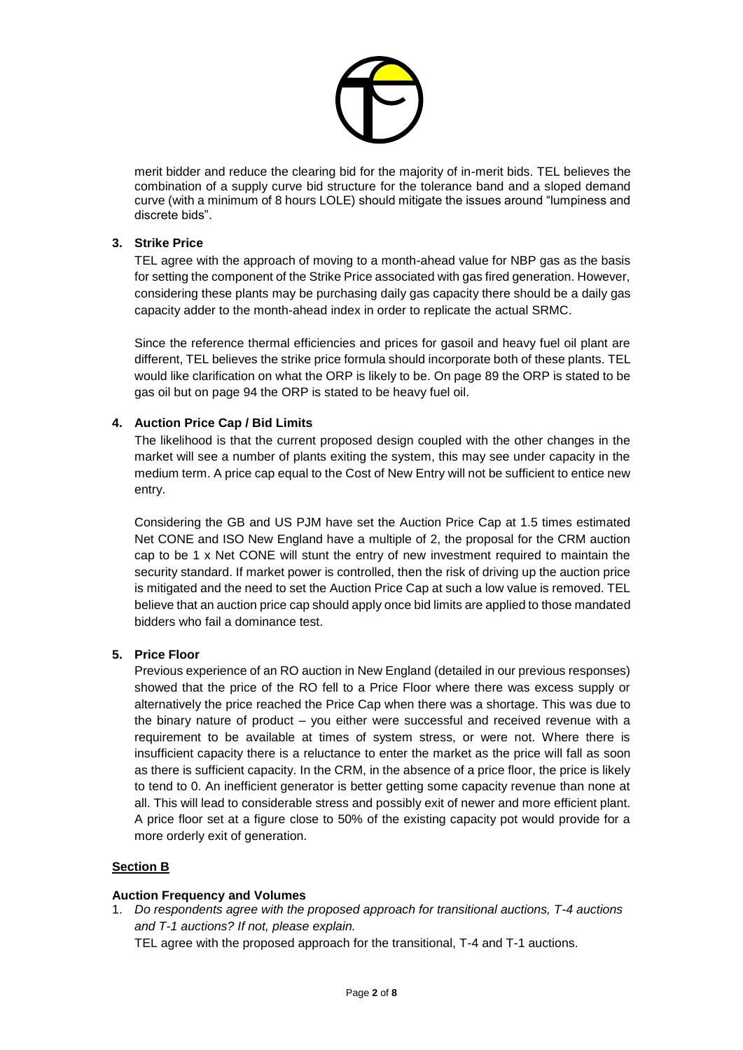merit bidder and reduce the clearing bid for the majority of in-merit bids. TEL believes the combination of a supply curve bid structure for the tolerance band and a sloped demand curve (with a minimum of 8 hours LOLE) should mitigate the issues around "lumpiness and discrete bids".

**3. Strike Price**

TEL agree with the approach of moving to a month-ahead value for NBP gas as the basis for setting the component of the Strike Price associated with gas fired generation. However, considering these plants may be purchasing daily gas capacity there should be a daily gas capacity adder to the month-ahead index in order to replicate the actual SRMC.

Since the reference thermal efficiencies and prices for gasoil and heavy fuel oil plant are different, TEL believes the strike price formula should incorporate both of these plants. TEL would like clarification on what the ORP is likely to be. On page 89 the ORP is stated to be gas oil but on page 94 the ORP is stated to be heavy fuel oil.

**4. Auction Price Cap / Bid Limits**

The likelihood is that the current proposed design coupled with the other changes in the market will see a number of plants exiting the system, this may see under capacity in the medium term. A price cap equal to the Cost of New Entry will not be sufficient to entice new entry.

Considering the GB and US PJM have set the Auction Price Cap at 1.5 times estimated Net CONE and ISO New England have a multiple of 2, the proposal for the CRM auction cap to be 1 x Net CONE will stunt the entry of new investment required to maintain the security standard. If market power is controlled, then the risk of driving up the auction price is mitigated and the need to set the Auction Price Cap at such a low value is removed. TEL believe that an auction price cap should apply once bid limits are applied to those mandated bidders who fail a dominance test.

**5. Price Floor**

Previous experience of an RO auction in New England (detailed in our previous responses) showed that the price of the RO fell to a Price Floor where there was excess supply or alternatively the price reached the Price Cap when there was a shortage. This was due to the binary nature of product – you either were successful and received revenue with a requirement to be available at times of system stress, or were not. Where there is insufficient capacity there is a reluctance to enter the market as the price will fall as soon as there is sufficient capacity. In the CRM, in the absence of a price floor, the price is likely to tend to 0. An inefficient generator is better getting some capacity revenue than none at all. This will lead to considerable stress and possibly exit of newer and more efficient plant. A price floor set at a figure close to 50% of the existing capacity pot would provide for a more orderly exit of generation.

## Section B

**Auction Frequency and Volumes**

1. *Do respondents agree with the proposed approach for transitional auctions, T-4 auctions and T-1 auctions? If not, please explain.*

   TEL agree with the proposed approach for the transitional, T-4 and T-1 auctions.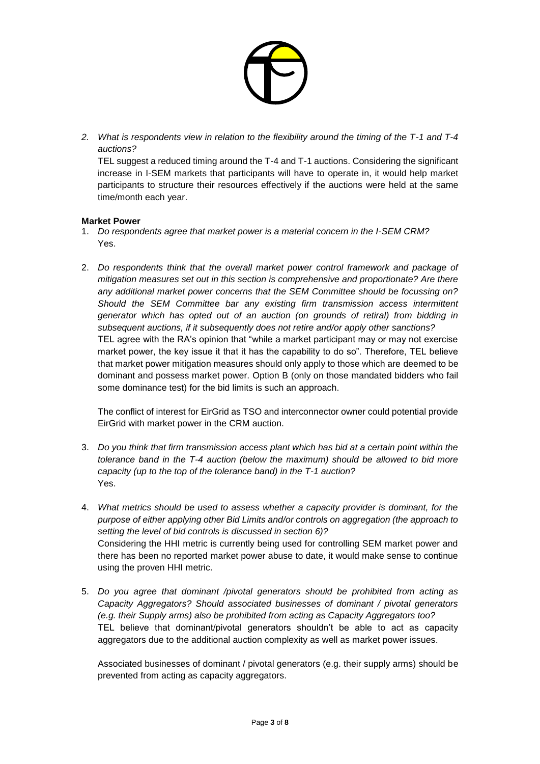2. *What is respondents view in relation to the flexibility around the timing of the T-1 and T-4 auctions?*

   TEL suggest a reduced timing around the T-4 and T-1 auctions. Considering the significant increase in I-SEM markets that participants will have to operate in, it would help market participants to structure their resources effectively if the auctions were held at the same time/month each year.

**Market Power**

1. *Do respondents agree that market power is a material concern in the I-SEM CRM?*

   Yes.

2. *Do respondents think that the overall market power control framework and package of mitigation measures set out in this section is comprehensive and proportionate? Are there any additional market power concerns that the SEM Committee should be focussing on? Should the SEM Committee bar any existing firm transmission access intermittent generator which has opted out of an auction (on grounds of retiral) from bidding in subsequent auctions, if it subsequently does not retire and/or apply other sanctions?*

   TEL agree with the RA's opinion that "while a market participant may or may not exercise market power, the key issue it that it has the capability to do so". Therefore, TEL believe that market power mitigation measures should only apply to those which are deemed to be dominant and possess market power. Option B (only on those mandated bidders who fail some dominance test) for the bid limits is such an approach.

   The conflict of interest for EirGrid as TSO and interconnector owner could potential provide EirGrid with market power in the CRM auction.

3. *Do you think that firm transmission access plant which has bid at a certain point within the tolerance band in the T-4 auction (below the maximum) should be allowed to bid more capacity (up to the top of the tolerance band) in the T-1 auction?*

   Yes.

4. *What metrics should be used to assess whether a capacity provider is dominant, for the purpose of either applying other Bid Limits and/or controls on aggregation (the approach to setting the level of bid controls is discussed in section 6)?*

   Considering the HHI metric is currently being used for controlling SEM market power and there has been no reported market power abuse to date, it would make sense to continue using the proven HHI metric.

5. *Do you agree that dominant /pivotal generators should be prohibited from acting as Capacity Aggregators? Should associated businesses of dominant / pivotal generators (e.g. their Supply arms) also be prohibited from acting as Capacity Aggregators too?*

   TEL believe that dominant/pivotal generators shouldn't be able to act as capacity aggregators due to the additional auction complexity as well as market power issues.

   Associated businesses of dominant / pivotal generators (e.g. their supply arms) should be prevented from acting as capacity aggregators.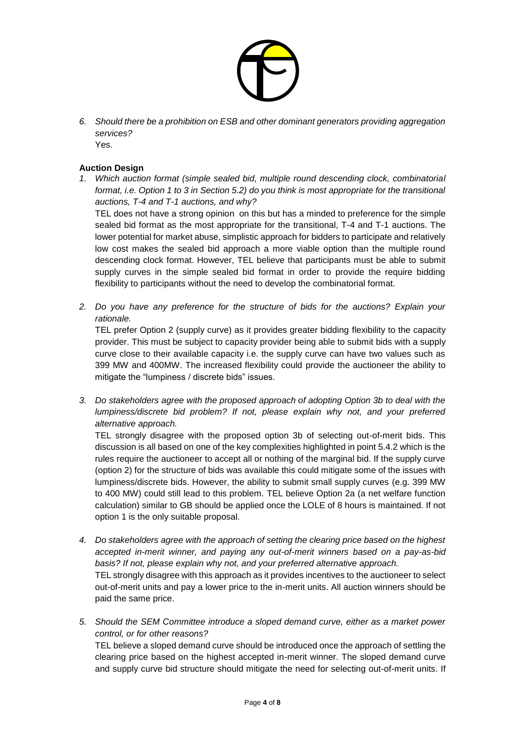6. *Should there be a prohibition on ESB and other dominant generators providing aggregation services?*
   Yes.

**Auction Design**

1. *Which auction format (simple sealed bid, multiple round descending clock, combinatorial format, i.e. Option 1 to 3 in Section 5.2) do you think is most appropriate for the transitional auctions, T-4 and T-1 auctions, and why?*
   TEL does not have a strong opinion on this but has a minded to preference for the simple sealed bid format as the most appropriate for the transitional, T-4 and T-1 auctions. The lower potential for market abuse, simplistic approach for bidders to participate and relatively low cost makes the sealed bid approach a more viable option than the multiple round descending clock format. However, TEL believe that participants must be able to submit supply curves in the simple sealed bid format in order to provide the require bidding flexibility to participants without the need to develop the combinatorial format.

2. *Do you have any preference for the structure of bids for the auctions? Explain your rationale.*
   TEL prefer Option 2 (supply curve) as it provides greater bidding flexibility to the capacity provider. This must be subject to capacity provider being able to submit bids with a supply curve close to their available capacity i.e. the supply curve can have two values such as 399 MW and 400MW. The increased flexibility could provide the auctioneer the ability to mitigate the "lumpiness / discrete bids" issues.

3. *Do stakeholders agree with the proposed approach of adopting Option 3b to deal with the lumpiness/discrete bid problem? If not, please explain why not, and your preferred alternative approach.*
   TEL strongly disagree with the proposed option 3b of selecting out-of-merit bids. This discussion is all based on one of the key complexities highlighted in point 5.4.2 which is the rules require the auctioneer to accept all or nothing of the marginal bid. If the supply curve (option 2) for the structure of bids was available this could mitigate some of the issues with lumpiness/discrete bids. However, the ability to submit small supply curves (e.g. 399 MW to 400 MW) could still lead to this problem. TEL believe Option 2a (a net welfare function calculation) similar to GB should be applied once the LOLE of 8 hours is maintained. If not option 1 is the only suitable proposal.

4. *Do stakeholders agree with the approach of setting the clearing price based on the highest accepted in-merit winner, and paying any out-of-merit winners based on a pay-as-bid basis? If not, please explain why not, and your preferred alternative approach.*
   TEL strongly disagree with this approach as it provides incentives to the auctioneer to select out-of-merit units and pay a lower price to the in-merit units. All auction winners should be paid the same price.

5. *Should the SEM Committee introduce a sloped demand curve, either as a market power control, or for other reasons?*
   TEL believe a sloped demand curve should be introduced once the approach of settling the clearing price based on the highest accepted in-merit winner. The sloped demand curve and supply curve bid structure should mitigate the need for selecting out-of-merit units. If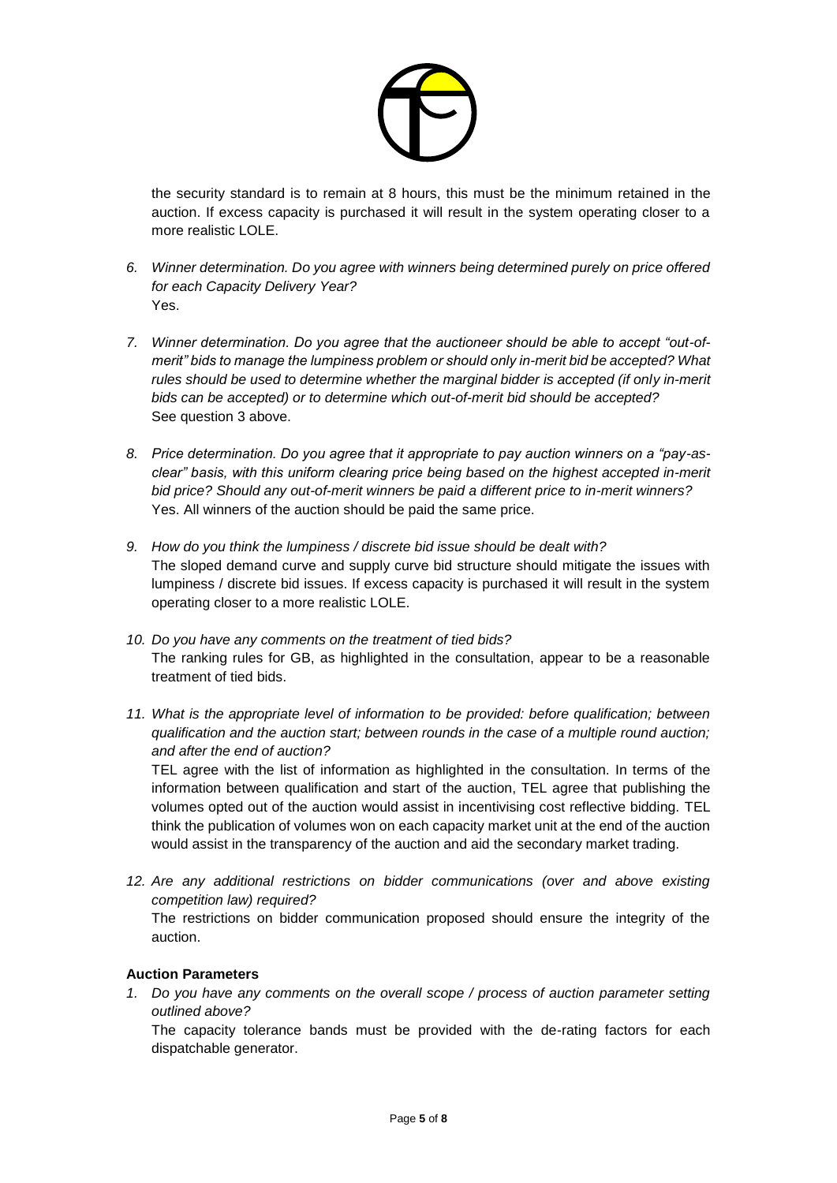the security standard is to remain at 8 hours, this must be the minimum retained in the auction. If excess capacity is purchased it will result in the system operating closer to a more realistic LOLE.

6. *Winner determination. Do you agree with winners being determined purely on price offered for each Capacity Delivery Year?*
   Yes.

7. *Winner determination. Do you agree that the auctioneer should be able to accept "out-of-merit" bids to manage the lumpiness problem or should only in-merit bid be accepted? What rules should be used to determine whether the marginal bidder is accepted (if only in-merit bids can be accepted) or to determine which out-of-merit bid should be accepted?*
   See question 3 above.

8. *Price determination. Do you agree that it appropriate to pay auction winners on a "pay-as-clear" basis, with this uniform clearing price being based on the highest accepted in-merit bid price? Should any out-of-merit winners be paid a different price to in-merit winners?*
   Yes. All winners of the auction should be paid the same price.

9. *How do you think the lumpiness / discrete bid issue should be dealt with?*
   The sloped demand curve and supply curve bid structure should mitigate the issues with lumpiness / discrete bid issues. If excess capacity is purchased it will result in the system operating closer to a more realistic LOLE.

10. *Do you have any comments on the treatment of tied bids?*
    The ranking rules for GB, as highlighted in the consultation, appear to be a reasonable treatment of tied bids.

11. *What is the appropriate level of information to be provided: before qualification; between qualification and the auction start; between rounds in the case of a multiple round auction; and after the end of auction?*
    TEL agree with the list of information as highlighted in the consultation. In terms of the information between qualification and start of the auction, TEL agree that publishing the volumes opted out of the auction would assist in incentivising cost reflective bidding. TEL think the publication of volumes won on each capacity market unit at the end of the auction would assist in the transparency of the auction and aid the secondary market trading.

12. *Are any additional restrictions on bidder communications (over and above existing competition law) required?*
    The restrictions on bidder communication proposed should ensure the integrity of the auction.

**Auction Parameters**

1. *Do you have any comments on the overall scope / process of auction parameter setting outlined above?*
   The capacity tolerance bands must be provided with the de-rating factors for each dispatchable generator.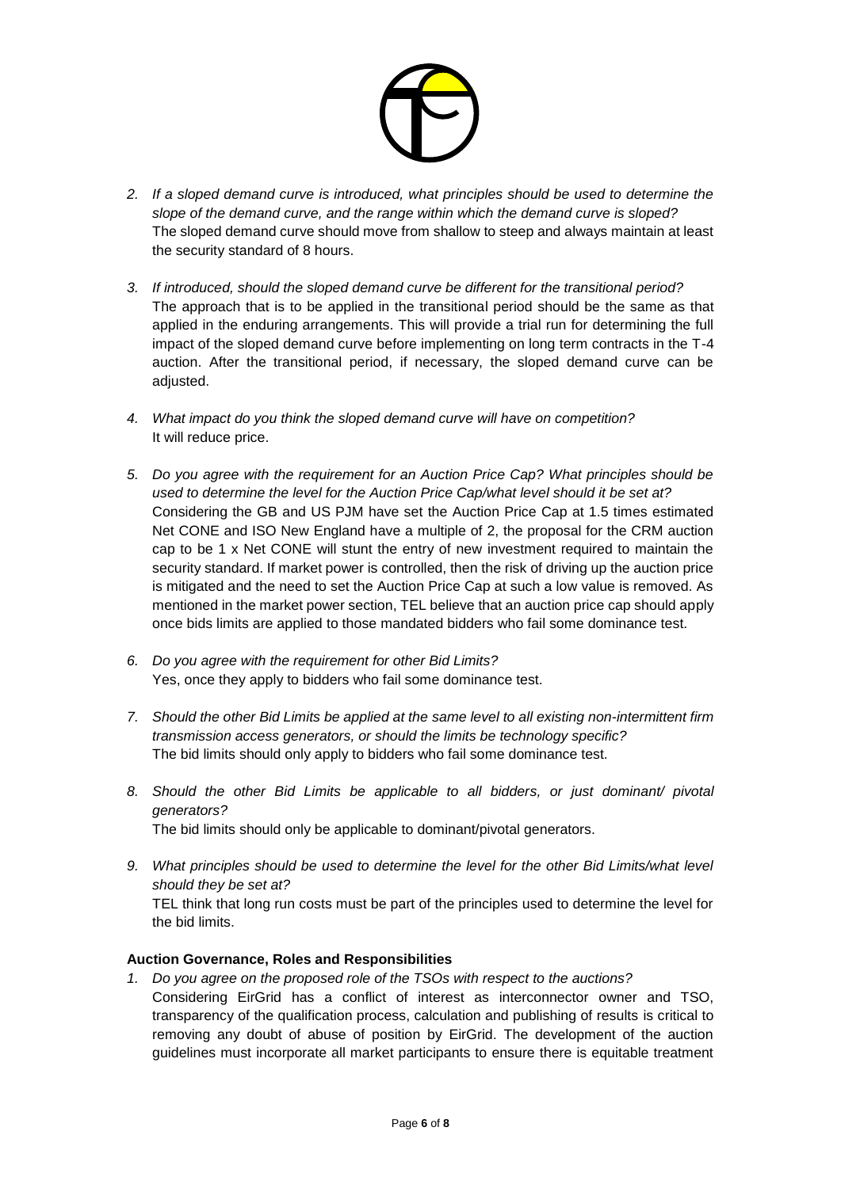2. *If a sloped demand curve is introduced, what principles should be used to determine the slope of the demand curve, and the range within which the demand curve is sloped?*
   The sloped demand curve should move from shallow to steep and always maintain at least the security standard of 8 hours.

3. *If introduced, should the sloped demand curve be different for the transitional period?*
   The approach that is to be applied in the transitional period should be the same as that applied in the enduring arrangements. This will provide a trial run for determining the full impact of the sloped demand curve before implementing on long term contracts in the T-4 auction. After the transitional period, if necessary, the sloped demand curve can be adjusted.

4. *What impact do you think the sloped demand curve will have on competition?*
   It will reduce price.

5. *Do you agree with the requirement for an Auction Price Cap? What principles should be used to determine the level for the Auction Price Cap/what level should it be set at?*
   Considering the GB and US PJM have set the Auction Price Cap at 1.5 times estimated Net CONE and ISO New England have a multiple of 2, the proposal for the CRM auction cap to be 1 x Net CONE will stunt the entry of new investment required to maintain the security standard. If market power is controlled, then the risk of driving up the auction price is mitigated and the need to set the Auction Price Cap at such a low value is removed. As mentioned in the market power section, TEL believe that an auction price cap should apply once bids limits are applied to those mandated bidders who fail some dominance test.

6. *Do you agree with the requirement for other Bid Limits?*
   Yes, once they apply to bidders who fail some dominance test.

7. *Should the other Bid Limits be applied at the same level to all existing non-intermittent firm transmission access generators, or should the limits be technology specific?*
   The bid limits should only apply to bidders who fail some dominance test.

8. *Should the other Bid Limits be applicable to all bidders, or just dominant/ pivotal generators?*
   The bid limits should only be applicable to dominant/pivotal generators.

9. *What principles should be used to determine the level for the other Bid Limits/what level should they be set at?*
   TEL think that long run costs must be part of the principles used to determine the level for the bid limits.

**Auction Governance, Roles and Responsibilities**

1. *Do you agree on the proposed role of the TSOs with respect to the auctions?*
   Considering EirGrid has a conflict of interest as interconnector owner and TSO, transparency of the qualification process, calculation and publishing of results is critical to removing any doubt of abuse of position by EirGrid. The development of the auction guidelines must incorporate all market participants to ensure there is equitable treatment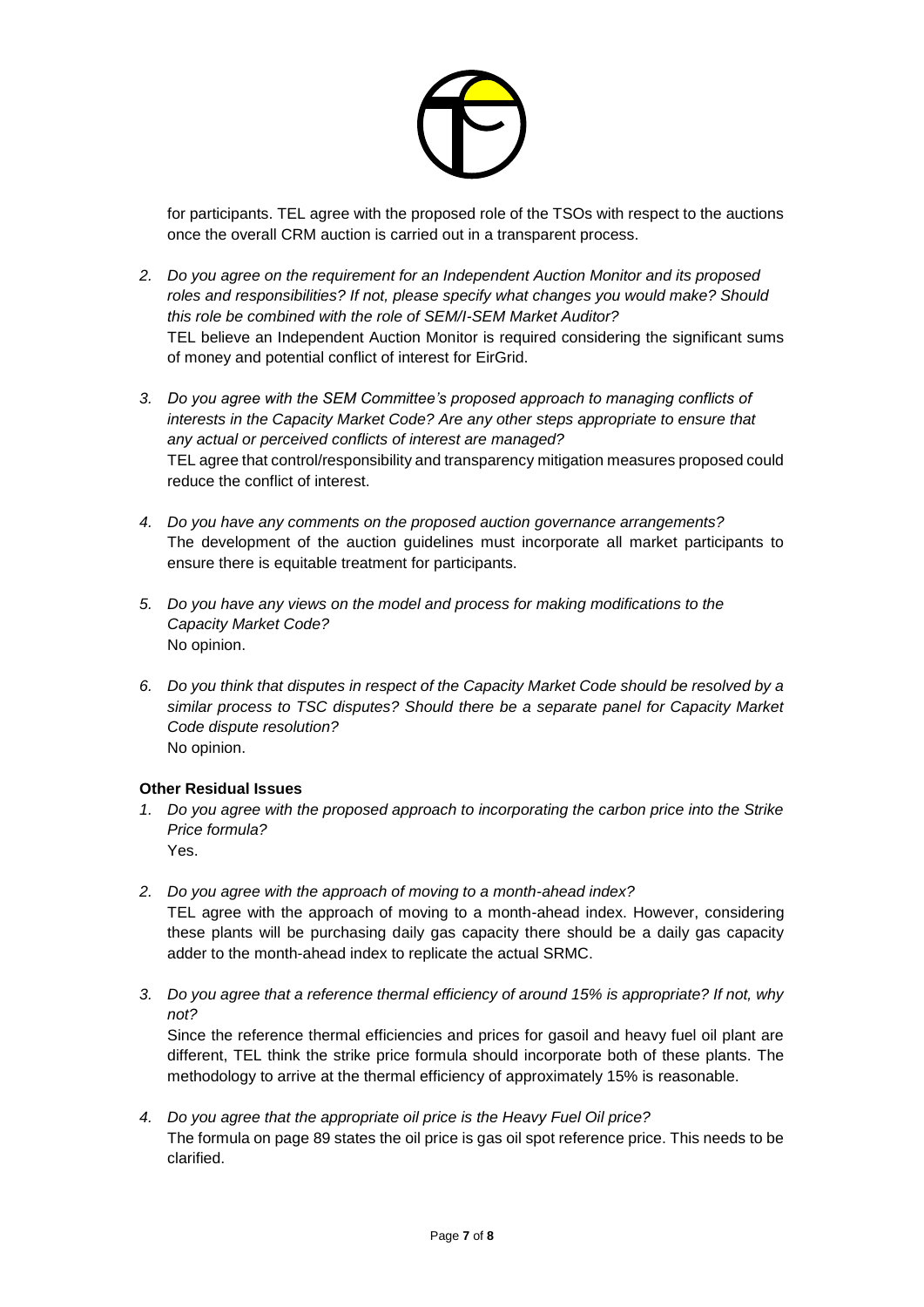for participants. TEL agree with the proposed role of the TSOs with respect to the auctions once the overall CRM auction is carried out in a transparent process.

2. *Do you agree on the requirement for an Independent Auction Monitor and its proposed roles and responsibilities? If not, please specify what changes you would make? Should this role be combined with the role of SEM/I-SEM Market Auditor?*
   TEL believe an Independent Auction Monitor is required considering the significant sums of money and potential conflict of interest for EirGrid.

3. *Do you agree with the SEM Committee's proposed approach to managing conflicts of interests in the Capacity Market Code? Are any other steps appropriate to ensure that any actual or perceived conflicts of interest are managed?*
   TEL agree that control/responsibility and transparency mitigation measures proposed could reduce the conflict of interest.

4. *Do you have any comments on the proposed auction governance arrangements?*
   The development of the auction guidelines must incorporate all market participants to ensure there is equitable treatment for participants.

5. *Do you have any views on the model and process for making modifications to the Capacity Market Code?*
   No opinion.

6. *Do you think that disputes in respect of the Capacity Market Code should be resolved by a similar process to TSC disputes? Should there be a separate panel for Capacity Market Code dispute resolution?*
   No opinion.

**Other Residual Issues**

1. *Do you agree with the proposed approach to incorporating the carbon price into the Strike Price formula?*
   Yes.

2. *Do you agree with the approach of moving to a month-ahead index?*
   TEL agree with the approach of moving to a month-ahead index. However, considering these plants will be purchasing daily gas capacity there should be a daily gas capacity adder to the month-ahead index to replicate the actual SRMC.

3. *Do you agree that a reference thermal efficiency of around 15% is appropriate? If not, why not?*
   Since the reference thermal efficiencies and prices for gasoil and heavy fuel oil plant are different, TEL think the strike price formula should incorporate both of these plants. The methodology to arrive at the thermal efficiency of approximately 15% is reasonable.

4. *Do you agree that the appropriate oil price is the Heavy Fuel Oil price?*
   The formula on page 89 states the oil price is gas oil spot reference price. This needs to be clarified.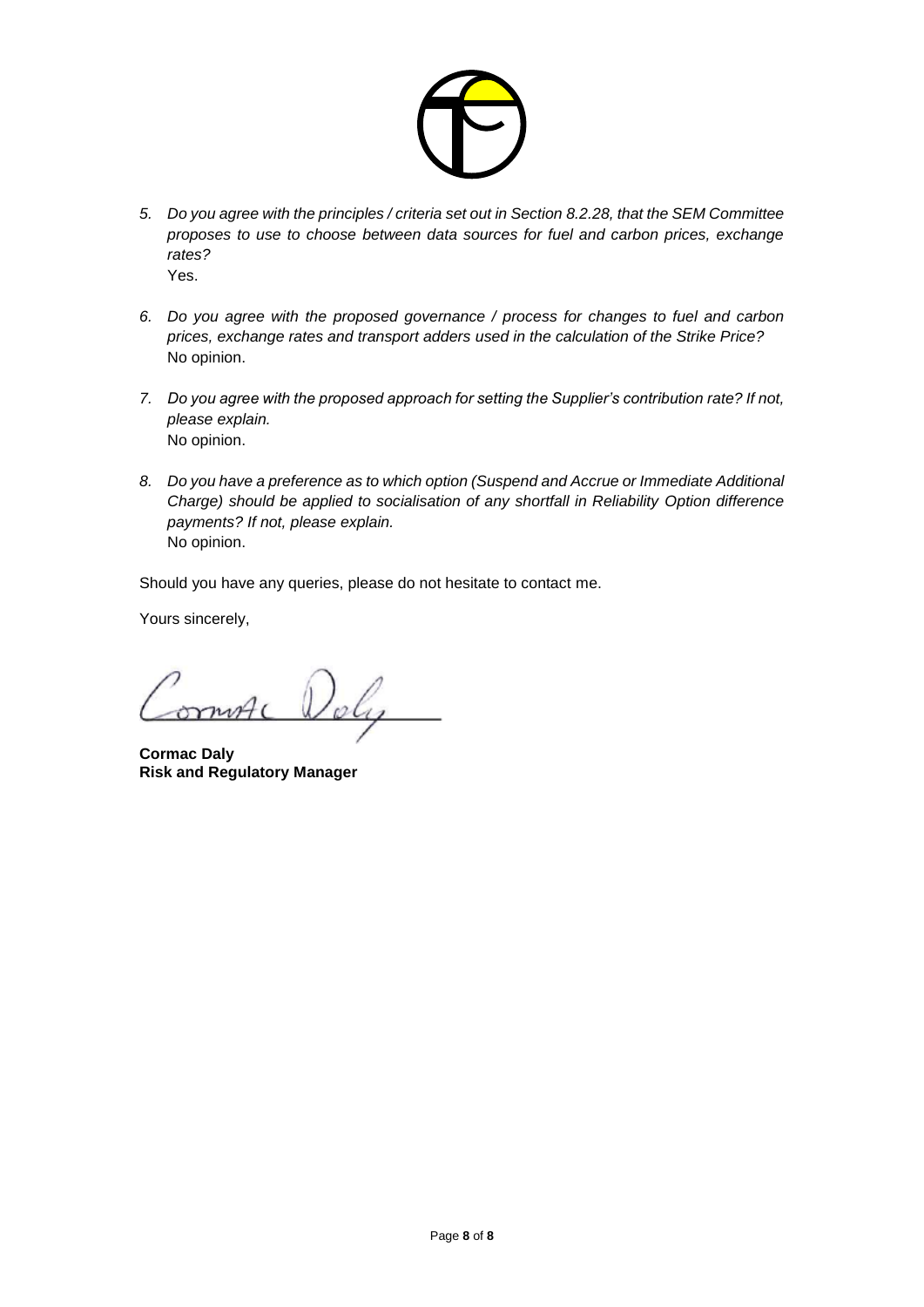5. *Do you agree with the principles / criteria set out in Section 8.2.28, that the SEM Committee proposes to use to choose between data sources for fuel and carbon prices, exchange rates?*
   Yes.

6. *Do you agree with the proposed governance / process for changes to fuel and carbon prices, exchange rates and transport adders used in the calculation of the Strike Price?*
   No opinion.

7. *Do you agree with the proposed approach for setting the Supplier's contribution rate? If not, please explain.*
   No opinion.

8. *Do you have a preference as to which option (Suspend and Accrue or Immediate Additional Charge) should be applied to socialisation of any shortfall in Reliability Option difference payments? If not, please explain.*
   No opinion.

Should you have any queries, please do not hesitate to contact me.

Yours sincerely,

**Cormac Daly**
**Risk and Regulatory Manager**